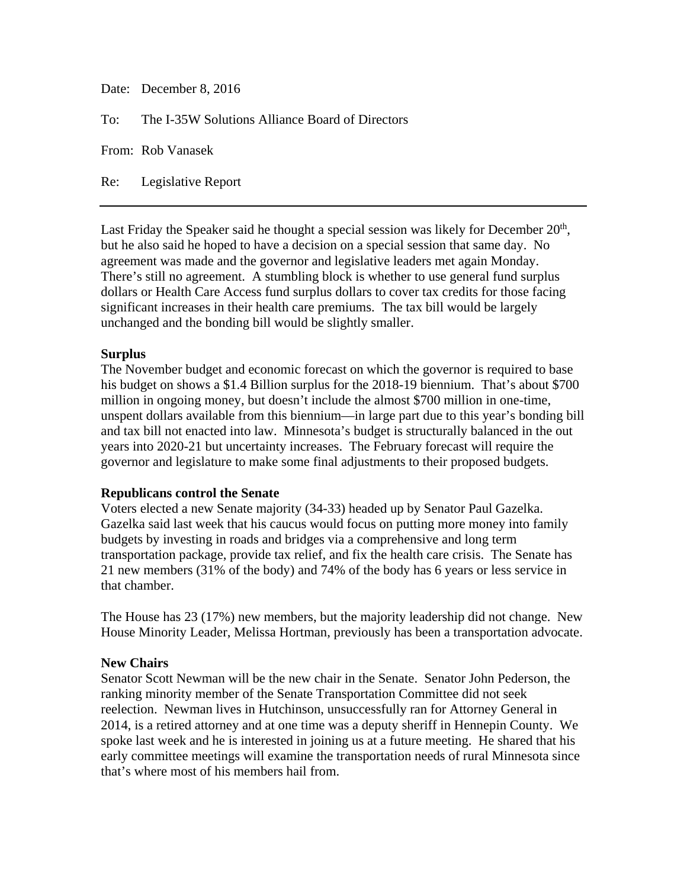Date: December 8, 2016

To: The I-35W Solutions Alliance Board of Directors

From: Rob Vanasek

Re: Legislative Report

---

Last Friday the Speaker said he thought a special session was likely for December 20th, but he also said he hoped to have a decision on a special session that same day. No agreement was made and the governor and legislative leaders met again Monday. There's still no agreement. A stumbling block is whether to use general fund surplus dollars or Health Care Access fund surplus dollars to cover tax credits for those facing significant increases in their health care premiums. The tax bill would be largely unchanged and the bonding bill would be slightly smaller.

**Surplus**

The November budget and economic forecast on which the governor is required to base his budget on shows a $1.4 Billion surplus for the 2018-19 biennium. That's about $700 million in ongoing money, but doesn't include the almost $700 million in one-time, unspent dollars available from this biennium—in large part due to this year's bonding bill and tax bill not enacted into law. Minnesota's budget is structurally balanced in the out years into 2020-21 but uncertainty increases. The February forecast will require the governor and legislature to make some final adjustments to their proposed budgets.

**Republicans control the Senate**

Voters elected a new Senate majority (34-33) headed up by Senator Paul Gazelka. Gazelka said last week that his caucus would focus on putting more money into family budgets by investing in roads and bridges via a comprehensive and long term transportation package, provide tax relief, and fix the health care crisis. The Senate has 21 new members (31% of the body) and 74% of the body has 6 years or less service in that chamber.

The House has 23 (17%) new members, but the majority leadership did not change. New House Minority Leader, Melissa Hortman, previously has been a transportation advocate.

**New Chairs**

Senator Scott Newman will be the new chair in the Senate. Senator John Pederson, the ranking minority member of the Senate Transportation Committee did not seek reelection. Newman lives in Hutchinson, unsuccessfully ran for Attorney General in 2014, is a retired attorney and at one time was a deputy sheriff in Hennepin County. We spoke last week and he is interested in joining us at a future meeting. He shared that his early committee meetings will examine the transportation needs of rural Minnesota since that's where most of his members hail from.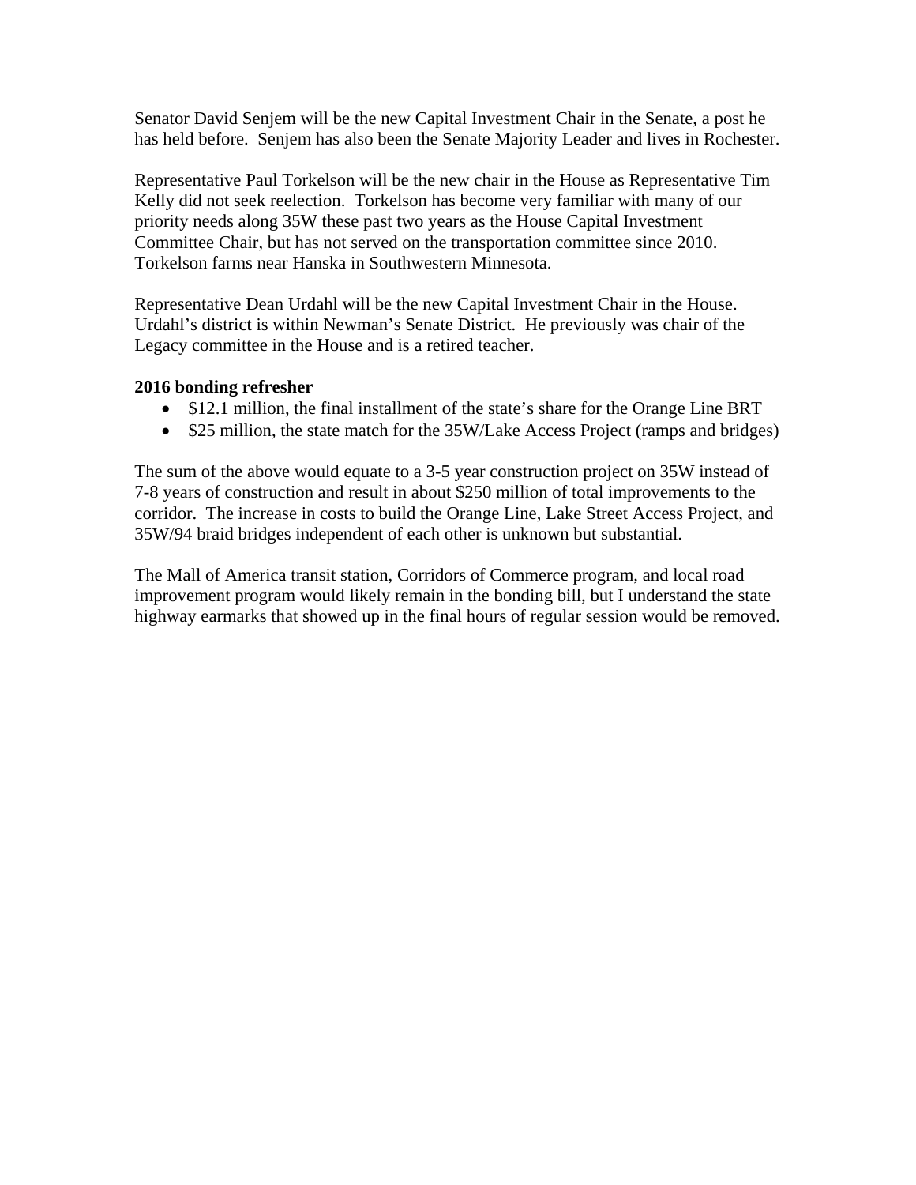Senator David Senjem will be the new Capital Investment Chair in the Senate, a post he has held before. Senjem has also been the Senate Majority Leader and lives in Rochester.

Representative Paul Torkelson will be the new chair in the House as Representative Tim Kelly did not seek reelection. Torkelson has become very familiar with many of our priority needs along 35W these past two years as the House Capital Investment Committee Chair, but has not served on the transportation committee since 2010. Torkelson farms near Hanska in Southwestern Minnesota.

Representative Dean Urdahl will be the new Capital Investment Chair in the House. Urdahl's district is within Newman's Senate District. He previously was chair of the Legacy committee in the House and is a retired teacher.

**2016 bonding refresher**

- $12.1 million, the final installment of the state's share for the Orange Line BRT
- $25 million, the state match for the 35W/Lake Access Project (ramps and bridges)

The sum of the above would equate to a 3-5 year construction project on 35W instead of 7-8 years of construction and result in about $250 million of total improvements to the corridor. The increase in costs to build the Orange Line, Lake Street Access Project, and 35W/94 braid bridges independent of each other is unknown but substantial.

The Mall of America transit station, Corridors of Commerce program, and local road improvement program would likely remain in the bonding bill, but I understand the state highway earmarks that showed up in the final hours of regular session would be removed.